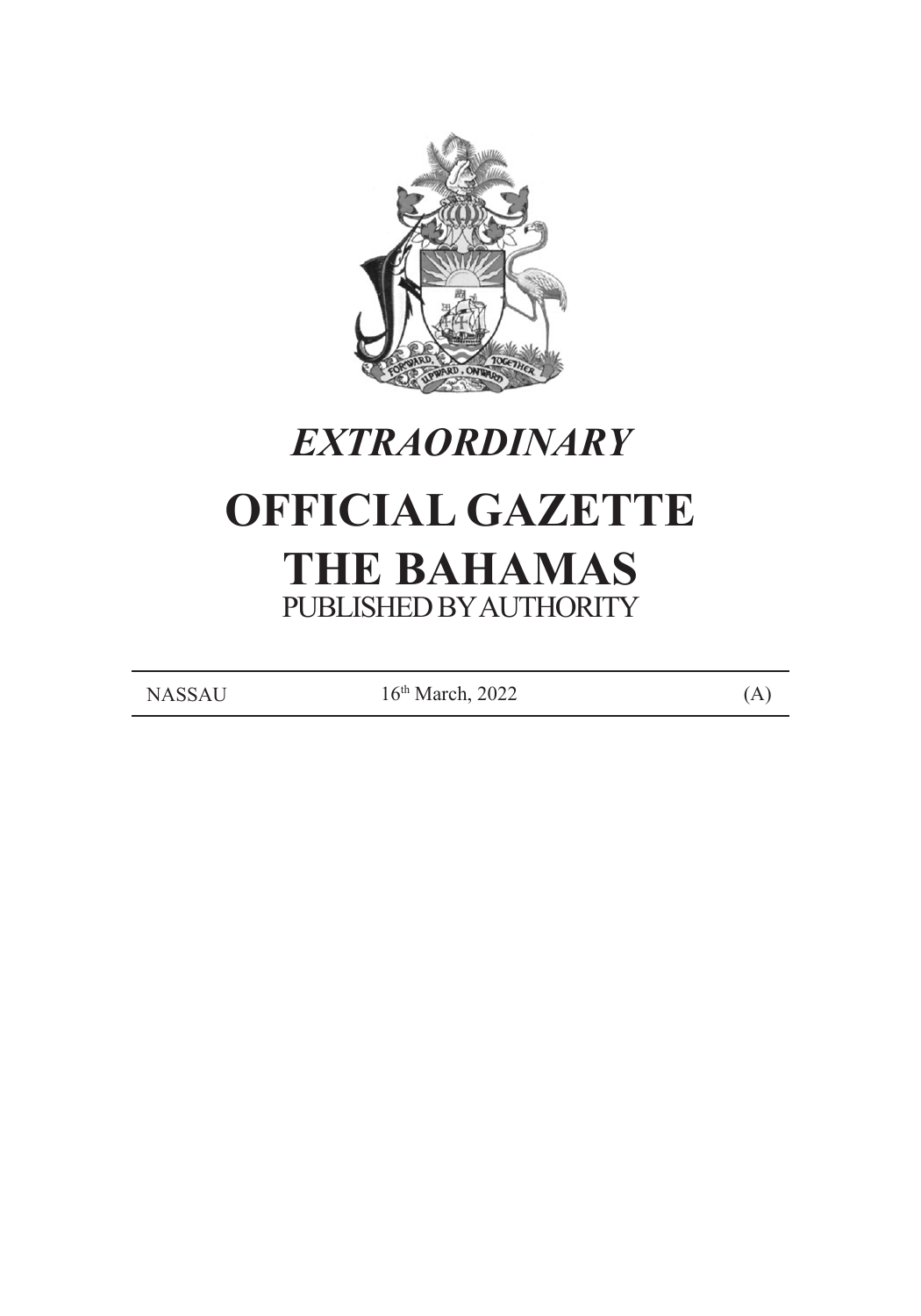# *EXTRAORDINARY*

# OFFICIAL GAZETTE
# THE BAHAMAS

PUBLISHED BY AUTHORITY

| NASSAU | 16th March, 2022 | (A) |
|---|---|---|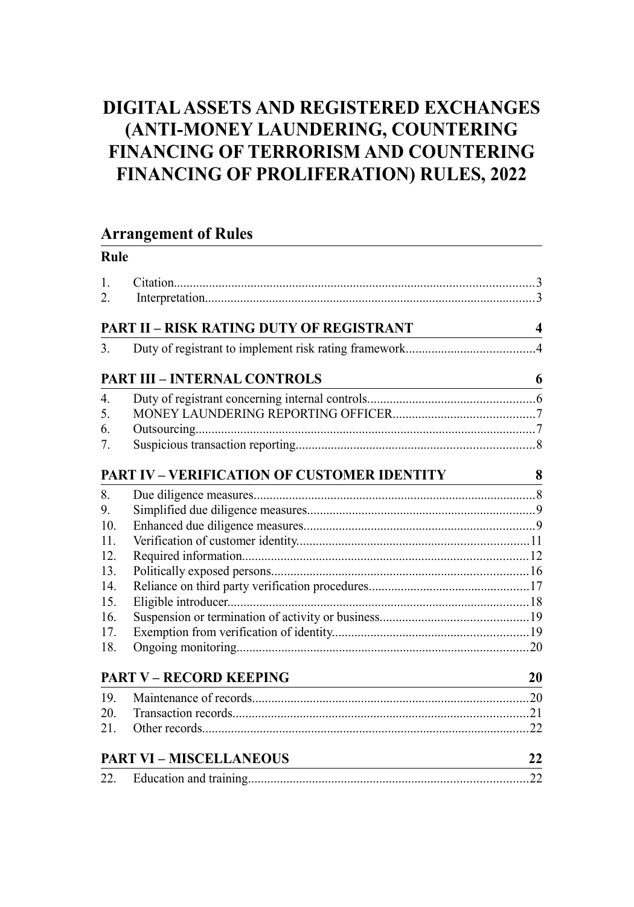# DIGITAL ASSETS AND REGISTERED EXCHANGES (ANTI-MONEY LAUNDERING, COUNTERING FINANCING OF TERRORISM AND COUNTERING FINANCING OF PROLIFERATION) RULES, 2022

## Arrangement of Rules

**Rule**

1. Citation.....3
2. Interpretation.....3

**PART II – RISK RATING DUTY OF REGISTRANT** 4

3. Duty of registrant to implement risk rating framework.....4

**PART III – INTERNAL CONTROLS** 6

4. Duty of registrant concerning internal controls.....6
5. MONEY LAUNDERING REPORTING OFFICER.....7
6. Outsourcing.....7
7. Suspicious transaction reporting.....8

**PART IV – VERIFICATION OF CUSTOMER IDENTITY** 8

8. Due diligence measures.....8
9. Simplified due diligence measures.....9
10. Enhanced due diligence measures.....9
11. Verification of customer identity.....11
12. Required information.....12
13. Politically exposed persons.....16
14. Reliance on third party verification procedures.....17
15. Eligible introducer.....18
16. Suspension or termination of activity or business.....19
17. Exemption from verification of identity.....19
18. Ongoing monitoring.....20

**PART V – RECORD KEEPING** 20

19. Maintenance of records.....20
20. Transaction records.....21
21. Other records.....22

**PART VI – MISCELLANEOUS** 22

22. Education and training.....22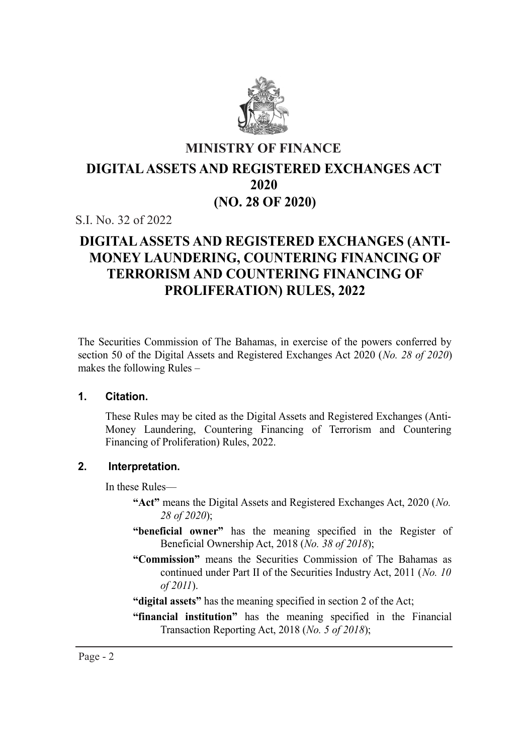# MINISTRY OF FINANCE

# DIGITAL ASSETS AND REGISTERED EXCHANGES ACT 2020 (NO. 28 OF 2020)

S.I. No. 32 of 2022

# DIGITAL ASSETS AND REGISTERED EXCHANGES (ANTI-MONEY LAUNDERING, COUNTERING FINANCING OF TERRORISM AND COUNTERING FINANCING OF PROLIFERATION) RULES, 2022

The Securities Commission of The Bahamas, in exercise of the powers conferred by section 50 of the Digital Assets and Registered Exchanges Act 2020 (*No. 28 of 2020*) makes the following Rules –

## 1. Citation.

These Rules may be cited as the Digital Assets and Registered Exchanges (Anti-Money Laundering, Countering Financing of Terrorism and Countering Financing of Proliferation) Rules, 2022.

## 2. Interpretation.

In these Rules—

**"Act"** means the Digital Assets and Registered Exchanges Act, 2020 (*No. 28 of 2020*);

**"beneficial owner"** has the meaning specified in the Register of Beneficial Ownership Act, 2018 (*No. 38 of 2018*);

**"Commission"** means the Securities Commission of The Bahamas as continued under Part II of the Securities Industry Act, 2011 (*No. 10 of 2011*).

**"digital assets"** has the meaning specified in section 2 of the Act;

**"financial institution"** has the meaning specified in the Financial Transaction Reporting Act, 2018 (*No. 5 of 2018*);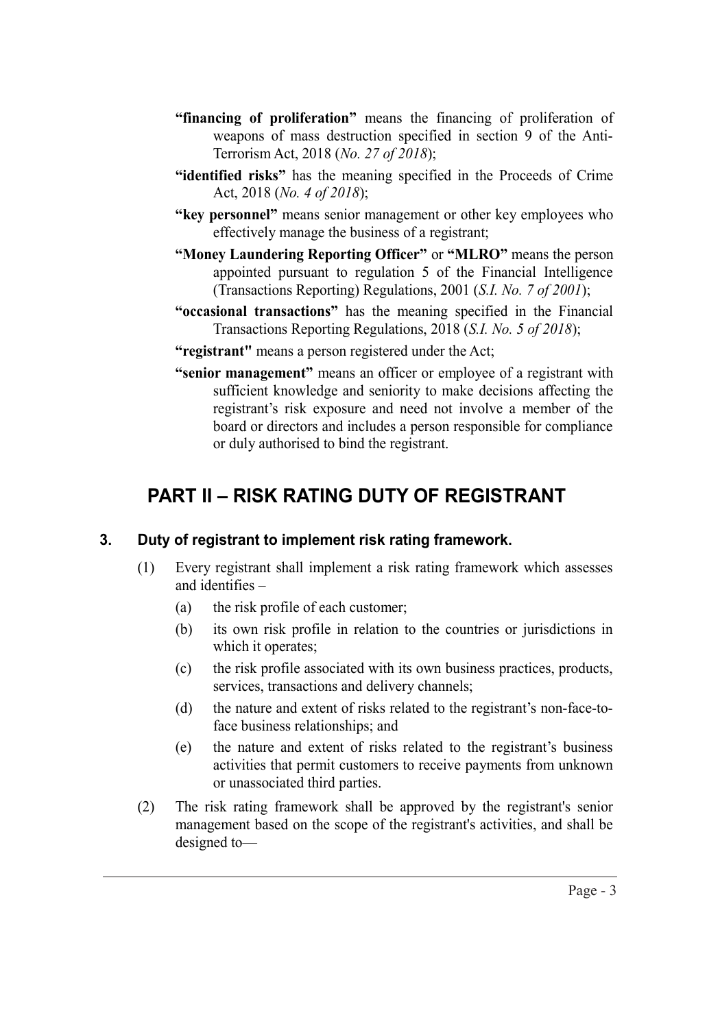**"financing of proliferation"** means the financing of proliferation of weapons of mass destruction specified in section 9 of the Anti-Terrorism Act, 2018 (*No. 27 of 2018*);

**"identified risks"** has the meaning specified in the Proceeds of Crime Act, 2018 (*No. 4 of 2018*);

**"key personnel"** means senior management or other key employees who effectively manage the business of a registrant;

**"Money Laundering Reporting Officer"** or **"MLRO"** means the person appointed pursuant to regulation 5 of the Financial Intelligence (Transactions Reporting) Regulations, 2001 (*S.I. No. 7 of 2001*);

**"occasional transactions"** has the meaning specified in the Financial Transactions Reporting Regulations, 2018 (*S.I. No. 5 of 2018*);

**"registrant"** means a person registered under the Act;

**"senior management"** means an officer or employee of a registrant with sufficient knowledge and seniority to make decisions affecting the registrant's risk exposure and need not involve a member of the board or directors and includes a person responsible for compliance or duly authorised to bind the registrant.

# PART II – RISK RATING DUTY OF REGISTRANT

### 3. Duty of registrant to implement risk rating framework.

(1) Every registrant shall implement a risk rating framework which assesses and identifies –

(a) the risk profile of each customer;

(b) its own risk profile in relation to the countries or jurisdictions in which it operates;

(c) the risk profile associated with its own business practices, products, services, transactions and delivery channels;

(d) the nature and extent of risks related to the registrant's non-face-to-face business relationships; and

(e) the nature and extent of risks related to the registrant's business activities that permit customers to receive payments from unknown or unassociated third parties.

(2) The risk rating framework shall be approved by the registrant's senior management based on the scope of the registrant's activities, and shall be designed to—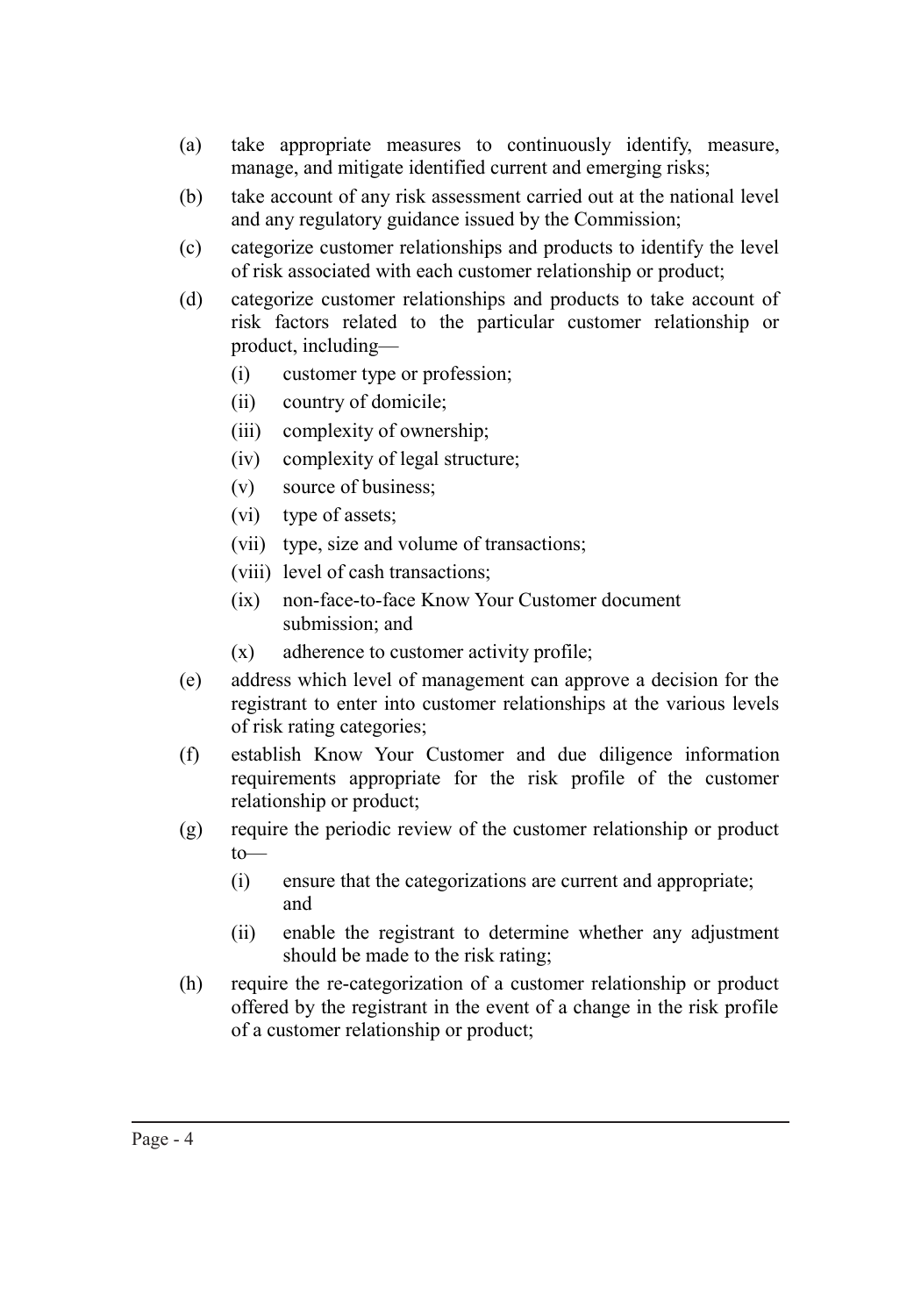(a) take appropriate measures to continuously identify, measure, manage, and mitigate identified current and emerging risks;

(b) take account of any risk assessment carried out at the national level and any regulatory guidance issued by the Commission;

(c) categorize customer relationships and products to identify the level of risk associated with each customer relationship or product;

(d) categorize customer relationships and products to take account of risk factors related to the particular customer relationship or product, including—

  (i) customer type or profession;

  (ii) country of domicile;

  (iii) complexity of ownership;

  (iv) complexity of legal structure;

  (v) source of business;

  (vi) type of assets;

  (vii) type, size and volume of transactions;

  (viii) level of cash transactions;

  (ix) non-face-to-face Know Your Customer document submission; and

  (x) adherence to customer activity profile;

(e) address which level of management can approve a decision for the registrant to enter into customer relationships at the various levels of risk rating categories;

(f) establish Know Your Customer and due diligence information requirements appropriate for the risk profile of the customer relationship or product;

(g) require the periodic review of the customer relationship or product to—

  (i) ensure that the categorizations are current and appropriate; and

  (ii) enable the registrant to determine whether any adjustment should be made to the risk rating;

(h) require the re-categorization of a customer relationship or product offered by the registrant in the event of a change in the risk profile of a customer relationship or product;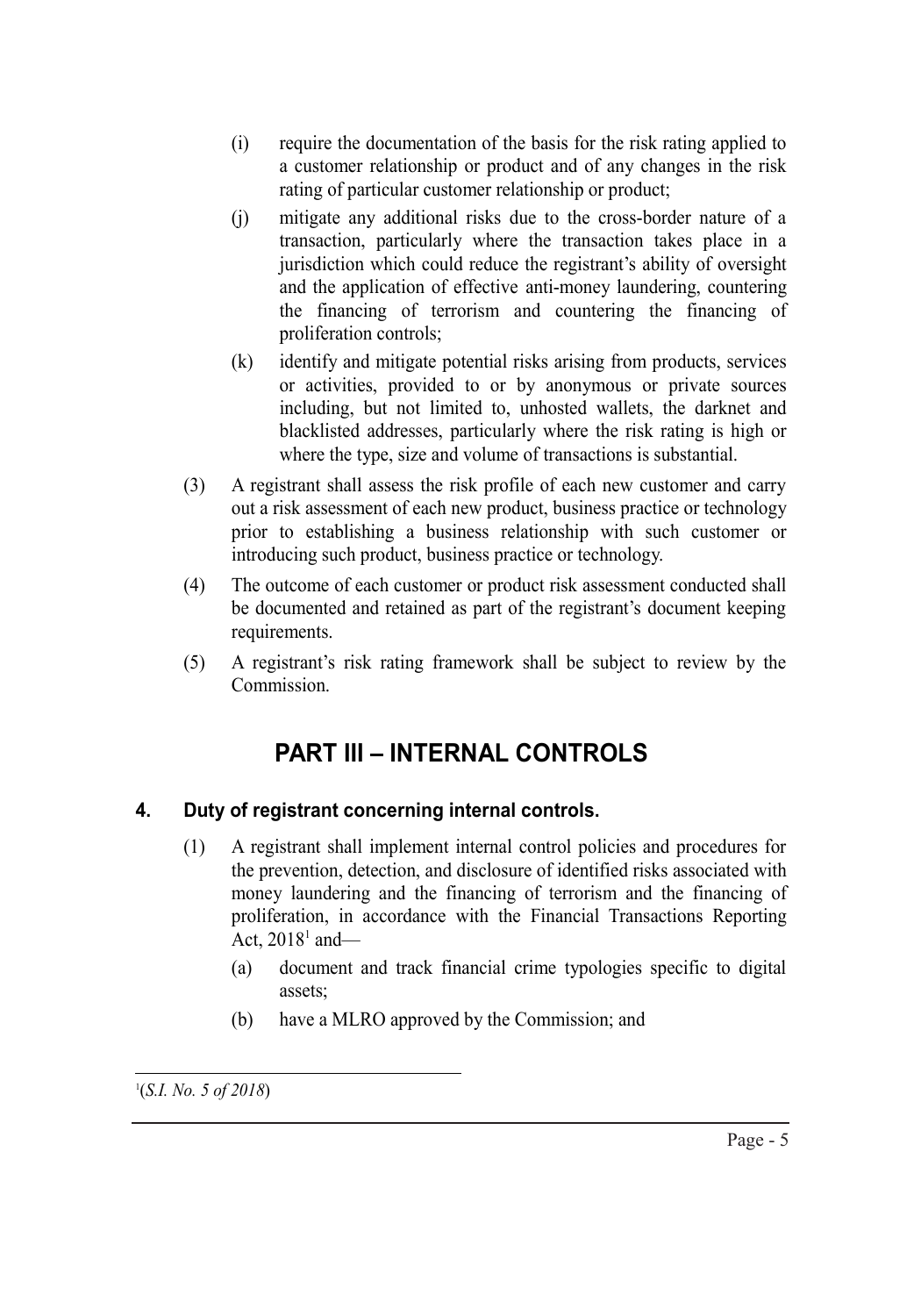(i) require the documentation of the basis for the risk rating applied to a customer relationship or product and of any changes in the risk rating of particular customer relationship or product;

(j) mitigate any additional risks due to the cross-border nature of a transaction, particularly where the transaction takes place in a jurisdiction which could reduce the registrant's ability of oversight and the application of effective anti-money laundering, countering the financing of terrorism and countering the financing of proliferation controls;

(k) identify and mitigate potential risks arising from products, services or activities, provided to or by anonymous or private sources including, but not limited to, unhosted wallets, the darknet and blacklisted addresses, particularly where the risk rating is high or where the type, size and volume of transactions is substantial.

(3) A registrant shall assess the risk profile of each new customer and carry out a risk assessment of each new product, business practice or technology prior to establishing a business relationship with such customer or introducing such product, business practice or technology.

(4) The outcome of each customer or product risk assessment conducted shall be documented and retained as part of the registrant's document keeping requirements.

(5) A registrant's risk rating framework shall be subject to review by the Commission.

## PART III – INTERNAL CONTROLS

### 4. Duty of registrant concerning internal controls.

(1) A registrant shall implement internal control policies and procedures for the prevention, detection, and disclosure of identified risks associated with money laundering and the financing of terrorism and the financing of proliferation, in accordance with the Financial Transactions Reporting Act, 2018[1] and—

(a) document and track financial crime typologies specific to digital assets;

(b) have a MLRO approved by the Commission; and

[1](*S.I. No. 5 of 2018*)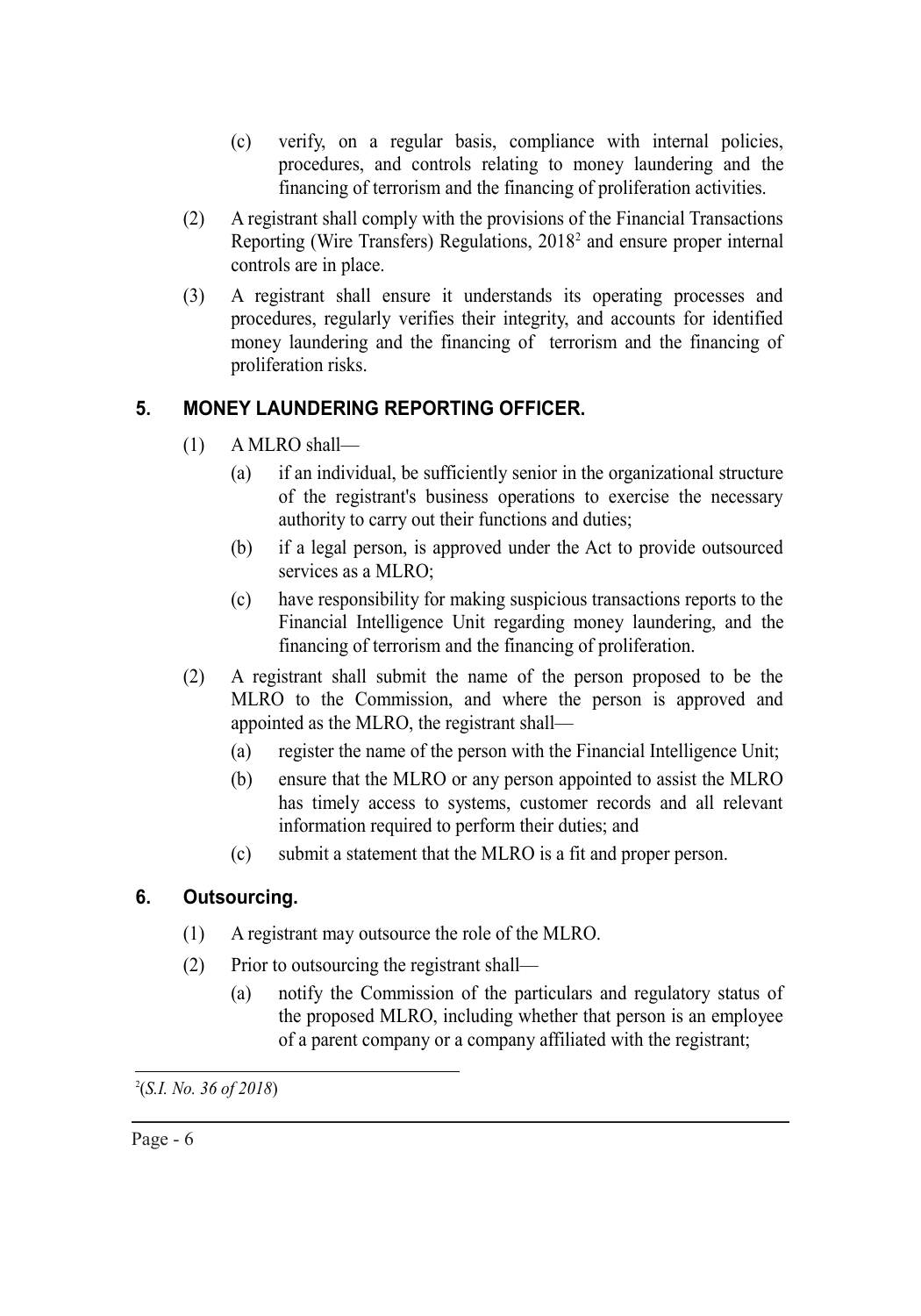(c) verify, on a regular basis, compliance with internal policies, procedures, and controls relating to money laundering and the financing of terrorism and the financing of proliferation activities.

(2) A registrant shall comply with the provisions of the Financial Transactions Reporting (Wire Transfers) Regulations, 2018[2] and ensure proper internal controls are in place.

(3) A registrant shall ensure it understands its operating processes and procedures, regularly verifies their integrity, and accounts for identified money laundering and the financing of terrorism and the financing of proliferation risks.

## 5. MONEY LAUNDERING REPORTING OFFICER.

(1) A MLRO shall—

(a) if an individual, be sufficiently senior in the organizational structure of the registrant's business operations to exercise the necessary authority to carry out their functions and duties;

(b) if a legal person, is approved under the Act to provide outsourced services as a MLRO;

(c) have responsibility for making suspicious transactions reports to the Financial Intelligence Unit regarding money laundering, and the financing of terrorism and the financing of proliferation.

(2) A registrant shall submit the name of the person proposed to be the MLRO to the Commission, and where the person is approved and appointed as the MLRO, the registrant shall—

(a) register the name of the person with the Financial Intelligence Unit;

(b) ensure that the MLRO or any person appointed to assist the MLRO has timely access to systems, customer records and all relevant information required to perform their duties; and

(c) submit a statement that the MLRO is a fit and proper person.

## 6. Outsourcing.

(1) A registrant may outsource the role of the MLRO.

(2) Prior to outsourcing the registrant shall—

(a) notify the Commission of the particulars and regulatory status of the proposed MLRO, including whether that person is an employee of a parent company or a company affiliated with the registrant;

---

[2](*S.I. No. 36 of 2018*)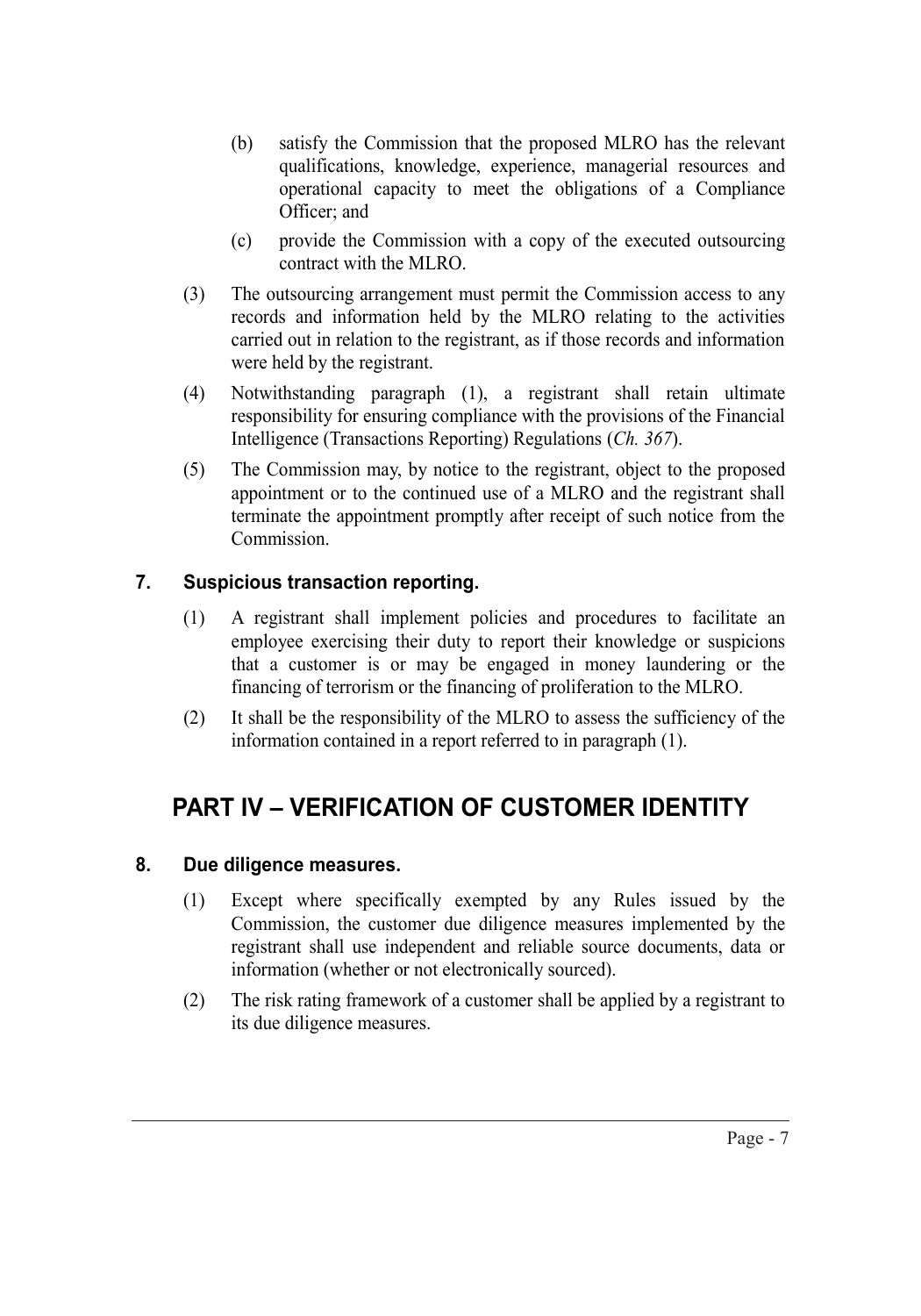(b) satisfy the Commission that the proposed MLRO has the relevant qualifications, knowledge, experience, managerial resources and operational capacity to meet the obligations of a Compliance Officer; and

(c) provide the Commission with a copy of the executed outsourcing contract with the MLRO.

(3) The outsourcing arrangement must permit the Commission access to any records and information held by the MLRO relating to the activities carried out in relation to the registrant, as if those records and information were held by the registrant.

(4) Notwithstanding paragraph (1), a registrant shall retain ultimate responsibility for ensuring compliance with the provisions of the Financial Intelligence (Transactions Reporting) Regulations (*Ch. 367*).

(5) The Commission may, by notice to the registrant, object to the proposed appointment or to the continued use of a MLRO and the registrant shall terminate the appointment promptly after receipt of such notice from the Commission.

### 7. Suspicious transaction reporting.

(1) A registrant shall implement policies and procedures to facilitate an employee exercising their duty to report their knowledge or suspicions that a customer is or may be engaged in money laundering or the financing of terrorism or the financing of proliferation to the MLRO.

(2) It shall be the responsibility of the MLRO to assess the sufficiency of the information contained in a report referred to in paragraph (1).

## PART IV – VERIFICATION OF CUSTOMER IDENTITY

### 8. Due diligence measures.

(1) Except where specifically exempted by any Rules issued by the Commission, the customer due diligence measures implemented by the registrant shall use independent and reliable source documents, data or information (whether or not electronically sourced).

(2) The risk rating framework of a customer shall be applied by a registrant to its due diligence measures.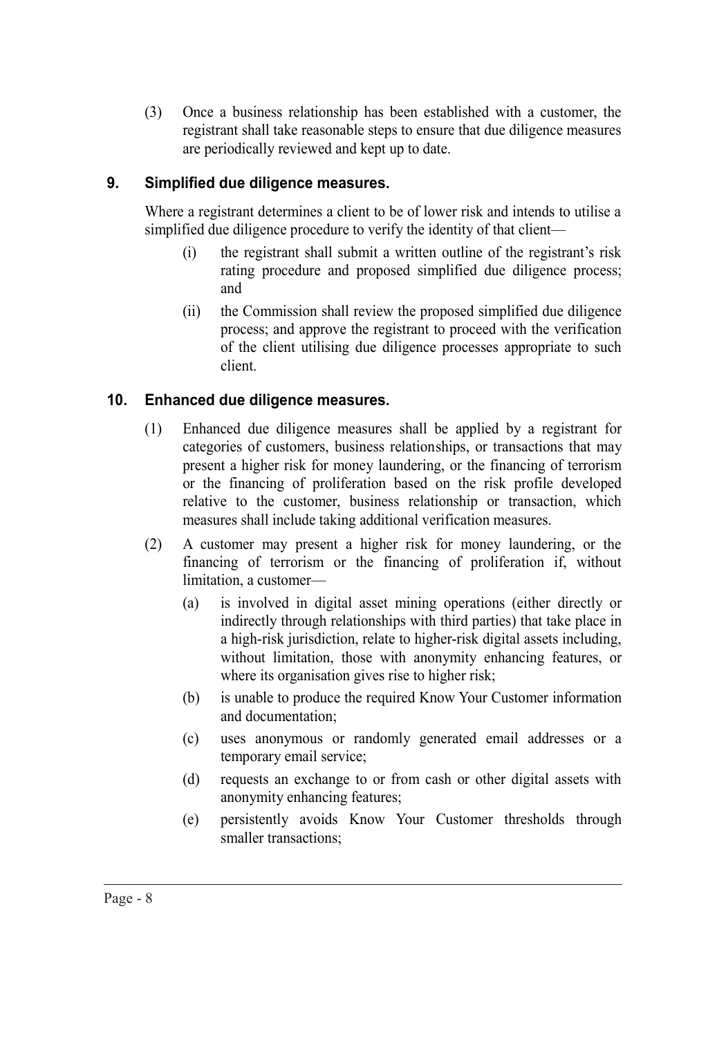(3) Once a business relationship has been established with a customer, the registrant shall take reasonable steps to ensure that due diligence measures are periodically reviewed and kept up to date.

## 9. Simplified due diligence measures.

Where a registrant determines a client to be of lower risk and intends to utilise a simplified due diligence procedure to verify the identity of that client—

(i) the registrant shall submit a written outline of the registrant's risk rating procedure and proposed simplified due diligence process; and

(ii) the Commission shall review the proposed simplified due diligence process; and approve the registrant to proceed with the verification of the client utilising due diligence processes appropriate to such client.

## 10. Enhanced due diligence measures.

(1) Enhanced due diligence measures shall be applied by a registrant for categories of customers, business relationships, or transactions that may present a higher risk for money laundering, or the financing of terrorism or the financing of proliferation based on the risk profile developed relative to the customer, business relationship or transaction, which measures shall include taking additional verification measures.

(2) A customer may present a higher risk for money laundering, or the financing of terrorism or the financing of proliferation if, without limitation, a customer—

(a) is involved in digital asset mining operations (either directly or indirectly through relationships with third parties) that take place in a high-risk jurisdiction, relate to higher-risk digital assets including, without limitation, those with anonymity enhancing features, or where its organisation gives rise to higher risk;

(b) is unable to produce the required Know Your Customer information and documentation;

(c) uses anonymous or randomly generated email addresses or a temporary email service;

(d) requests an exchange to or from cash or other digital assets with anonymity enhancing features;

(e) persistently avoids Know Your Customer thresholds through smaller transactions;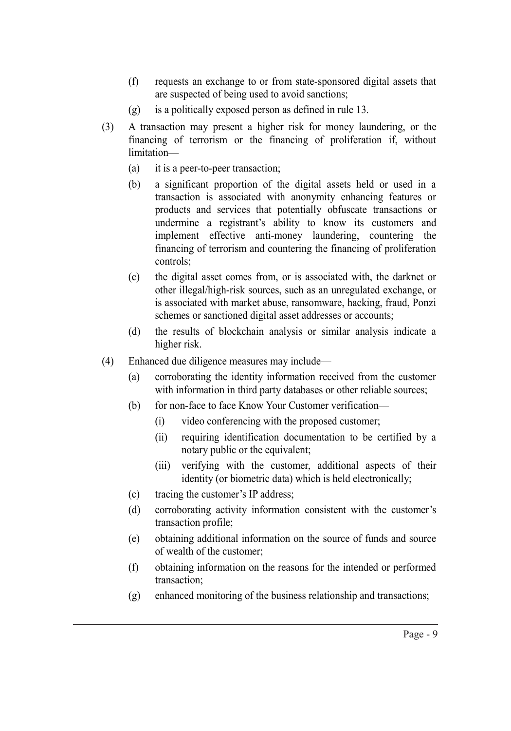- (f) requests an exchange to or from state-sponsored digital assets that are suspected of being used to avoid sanctions;
- (g) is a politically exposed person as defined in rule 13.

(3) A transaction may present a higher risk for money laundering, or the financing of terrorism or the financing of proliferation if, without limitation—

- (a) it is a peer-to-peer transaction;
- (b) a significant proportion of the digital assets held or used in a transaction is associated with anonymity enhancing features or products and services that potentially obfuscate transactions or undermine a registrant's ability to know its customers and implement effective anti-money laundering, countering the financing of terrorism and countering the financing of proliferation controls;
- (c) the digital asset comes from, or is associated with, the darknet or other illegal/high-risk sources, such as an unregulated exchange, or is associated with market abuse, ransomware, hacking, fraud, Ponzi schemes or sanctioned digital asset addresses or accounts;
- (d) the results of blockchain analysis or similar analysis indicate a higher risk.

(4) Enhanced due diligence measures may include—

- (a) corroborating the identity information received from the customer with information in third party databases or other reliable sources;
- (b) for non-face to face Know Your Customer verification—
  - (i) video conferencing with the proposed customer;
  - (ii) requiring identification documentation to be certified by a notary public or the equivalent;
  - (iii) verifying with the customer, additional aspects of their identity (or biometric data) which is held electronically;
- (c) tracing the customer's IP address;
- (d) corroborating activity information consistent with the customer's transaction profile;
- (e) obtaining additional information on the source of funds and source of wealth of the customer;
- (f) obtaining information on the reasons for the intended or performed transaction;
- (g) enhanced monitoring of the business relationship and transactions;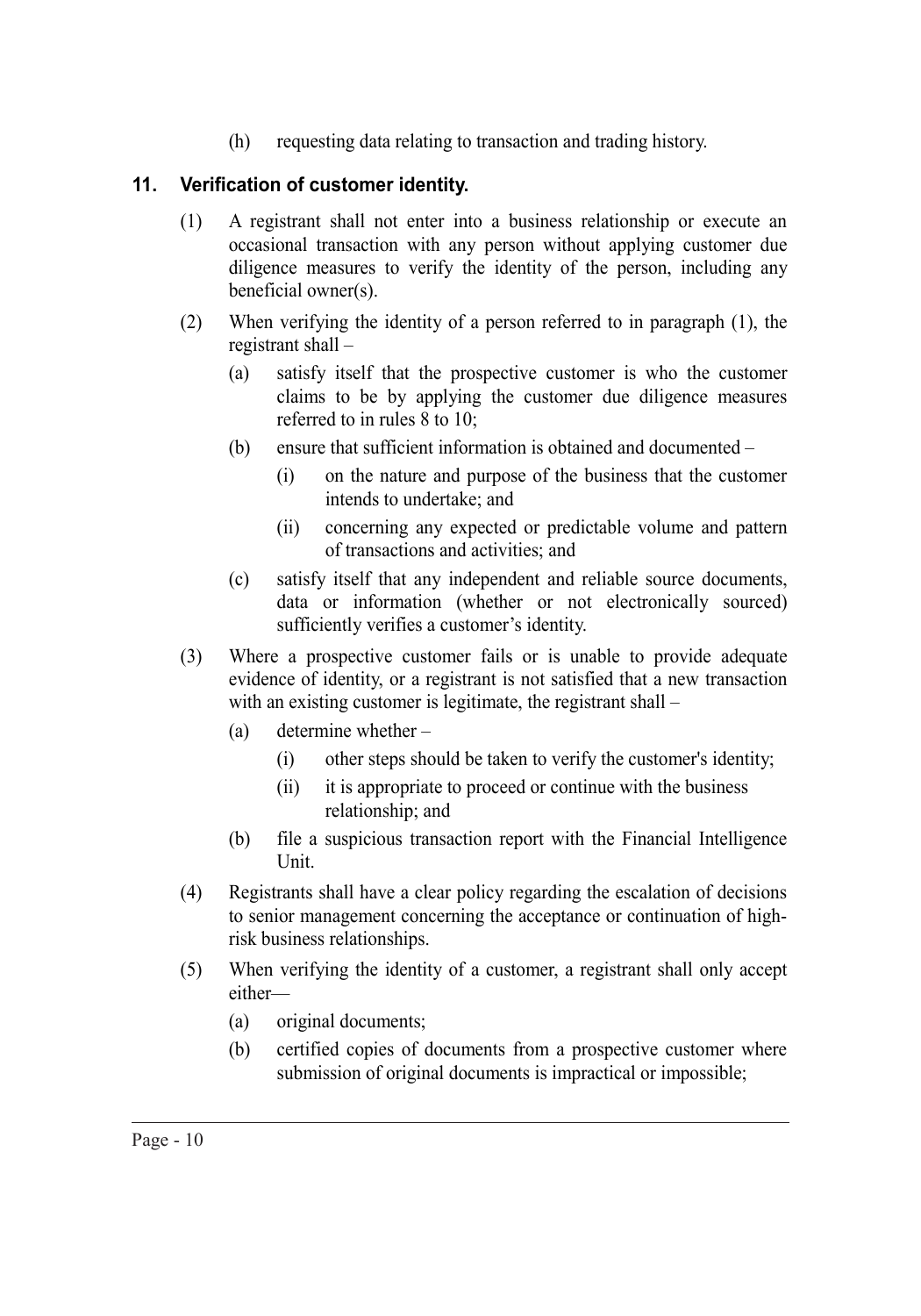(h) requesting data relating to transaction and trading history.

## 11. Verification of customer identity.

(1) A registrant shall not enter into a business relationship or execute an occasional transaction with any person without applying customer due diligence measures to verify the identity of the person, including any beneficial owner(s).

(2) When verifying the identity of a person referred to in paragraph (1), the registrant shall –

(a) satisfy itself that the prospective customer is who the customer claims to be by applying the customer due diligence measures referred to in rules 8 to 10;

(b) ensure that sufficient information is obtained and documented –

(i) on the nature and purpose of the business that the customer intends to undertake; and

(ii) concerning any expected or predictable volume and pattern of transactions and activities; and

(c) satisfy itself that any independent and reliable source documents, data or information (whether or not electronically sourced) sufficiently verifies a customer's identity.

(3) Where a prospective customer fails or is unable to provide adequate evidence of identity, or a registrant is not satisfied that a new transaction with an existing customer is legitimate, the registrant shall –

(a) determine whether –

(i) other steps should be taken to verify the customer's identity;

(ii) it is appropriate to proceed or continue with the business relationship; and

(b) file a suspicious transaction report with the Financial Intelligence Unit.

(4) Registrants shall have a clear policy regarding the escalation of decisions to senior management concerning the acceptance or continuation of high-risk business relationships.

(5) When verifying the identity of a customer, a registrant shall only accept either—

(a) original documents;

(b) certified copies of documents from a prospective customer where submission of original documents is impractical or impossible;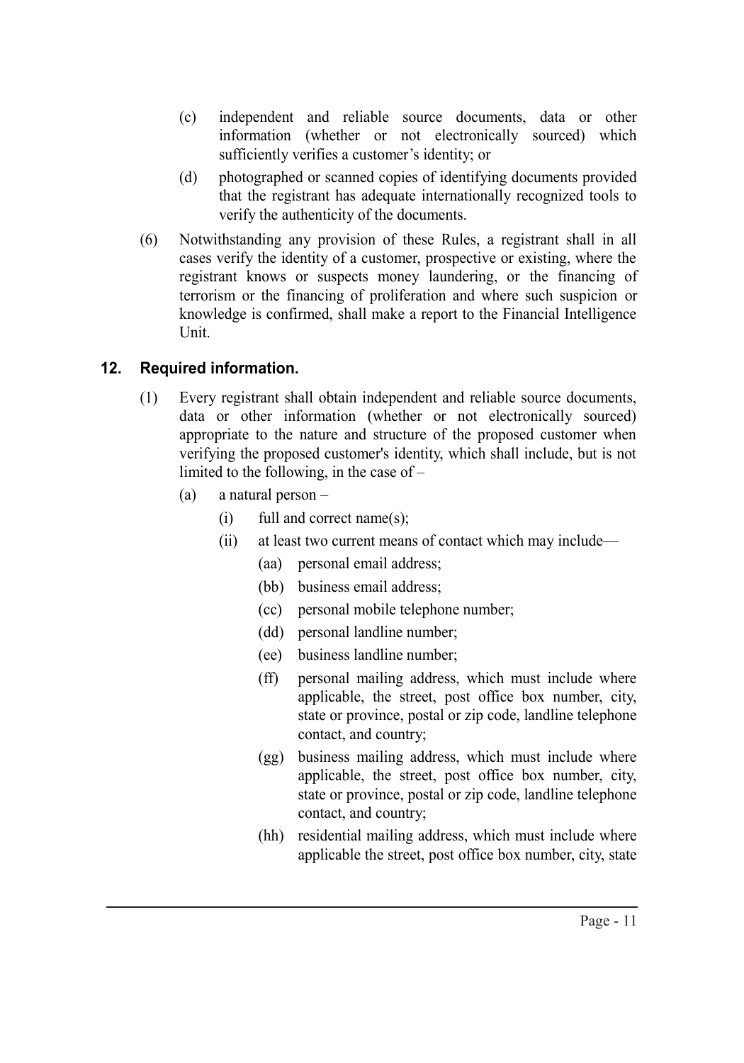(c) independent and reliable source documents, data or other information (whether or not electronically sourced) which sufficiently verifies a customer's identity; or

(d) photographed or scanned copies of identifying documents provided that the registrant has adequate internationally recognized tools to verify the authenticity of the documents.

(6) Notwithstanding any provision of these Rules, a registrant shall in all cases verify the identity of a customer, prospective or existing, where the registrant knows or suspects money laundering, or the financing of terrorism or the financing of proliferation and where such suspicion or knowledge is confirmed, shall make a report to the Financial Intelligence Unit.

## 12. Required information.

(1) Every registrant shall obtain independent and reliable source documents, data or other information (whether or not electronically sourced) appropriate to the nature and structure of the proposed customer when verifying the proposed customer's identity, which shall include, but is not limited to the following, in the case of –

- (a) a natural person –
  - (i) full and correct name(s);
  - (ii) at least two current means of contact which may include—
    - (aa) personal email address;
    - (bb) business email address;
    - (cc) personal mobile telephone number;
    - (dd) personal landline number;
    - (ee) business landline number;
    - (ff) personal mailing address, which must include where applicable, the street, post office box number, city, state or province, postal or zip code, landline telephone contact, and country;
    - (gg) business mailing address, which must include where applicable, the street, post office box number, city, state or province, postal or zip code, landline telephone contact, and country;
    - (hh) residential mailing address, which must include where applicable the street, post office box number, city, state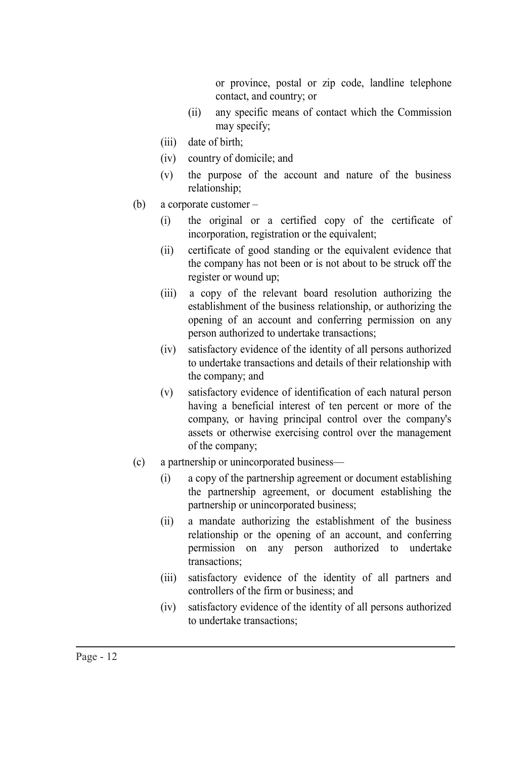or province, postal or zip code, landline telephone contact, and country; or

  (ii) any specific means of contact which the Commission may specify;

(iii) date of birth;

(iv) country of domicile; and

(v) the purpose of the account and nature of the business relationship;

(b) a corporate customer –

  (i) the original or a certified copy of the certificate of incorporation, registration or the equivalent;

  (ii) certificate of good standing or the equivalent evidence that the company has not been or is not about to be struck off the register or wound up;

  (iii) a copy of the relevant board resolution authorizing the establishment of the business relationship, or authorizing the opening of an account and conferring permission on any person authorized to undertake transactions;

  (iv) satisfactory evidence of the identity of all persons authorized to undertake transactions and details of their relationship with the company; and

  (v) satisfactory evidence of identification of each natural person having a beneficial interest of ten percent or more of the company, or having principal control over the company's assets or otherwise exercising control over the management of the company;

(c) a partnership or unincorporated business—

  (i) a copy of the partnership agreement or document establishing the partnership agreement, or document establishing the partnership or unincorporated business;

  (ii) a mandate authorizing the establishment of the business relationship or the opening of an account, and conferring permission on any person authorized to undertake transactions;

  (iii) satisfactory evidence of the identity of all partners and controllers of the firm or business; and

  (iv) satisfactory evidence of the identity of all persons authorized to undertake transactions;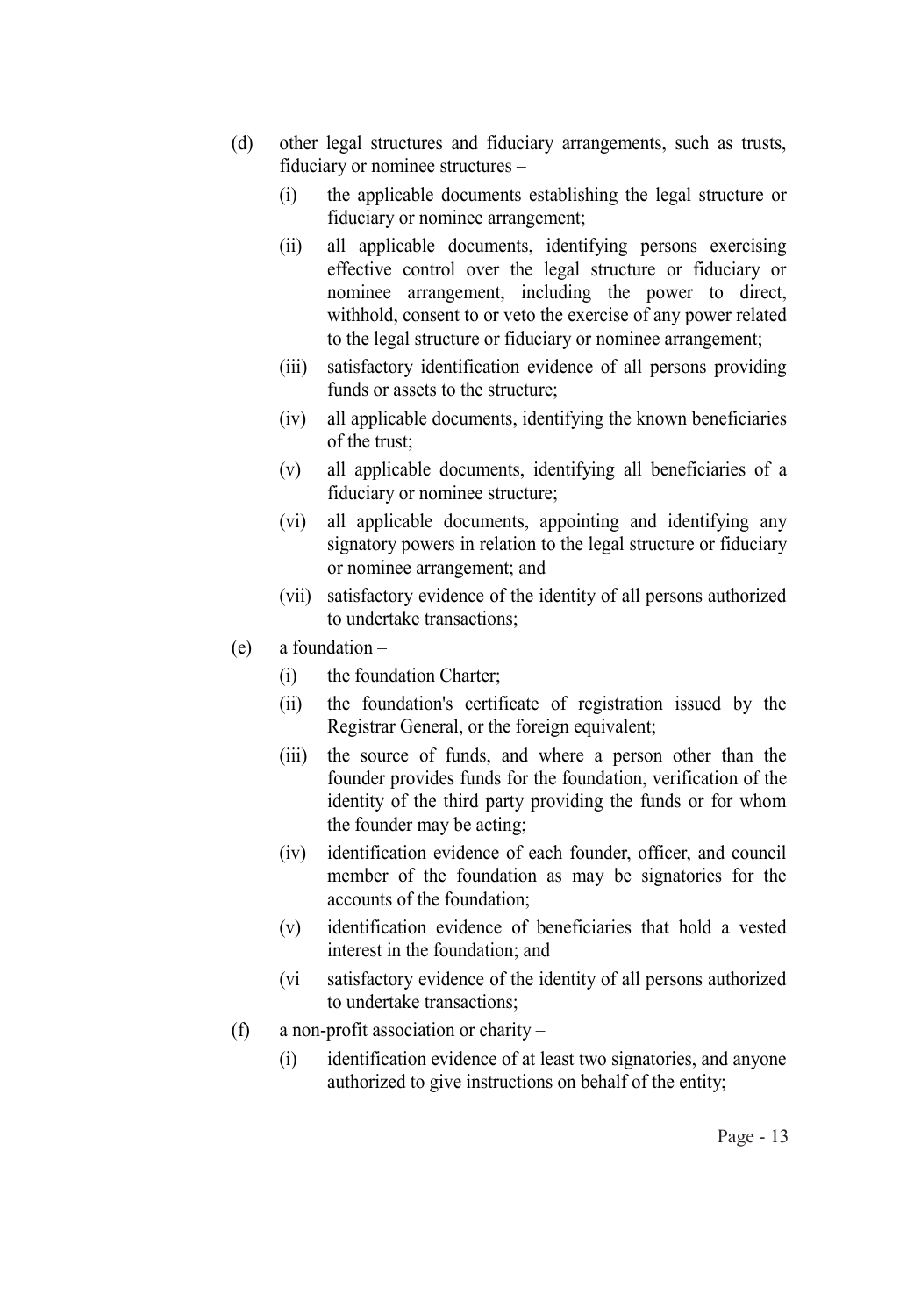(d) other legal structures and fiduciary arrangements, such as trusts, fiduciary or nominee structures –

   (i) the applicable documents establishing the legal structure or fiduciary or nominee arrangement;

   (ii) all applicable documents, identifying persons exercising effective control over the legal structure or fiduciary or nominee arrangement, including the power to direct, withhold, consent to or veto the exercise of any power related to the legal structure or fiduciary or nominee arrangement;

   (iii) satisfactory identification evidence of all persons providing funds or assets to the structure;

   (iv) all applicable documents, identifying the known beneficiaries of the trust;

   (v) all applicable documents, identifying all beneficiaries of a fiduciary or nominee structure;

   (vi) all applicable documents, appointing and identifying any signatory powers in relation to the legal structure or fiduciary or nominee arrangement; and

   (vii) satisfactory evidence of the identity of all persons authorized to undertake transactions;

(e) a foundation –

   (i) the foundation Charter;

   (ii) the foundation's certificate of registration issued by the Registrar General, or the foreign equivalent;

   (iii) the source of funds, and where a person other than the founder provides funds for the foundation, verification of the identity of the third party providing the funds or for whom the founder may be acting;

   (iv) identification evidence of each founder, officer, and council member of the foundation as may be signatories for the accounts of the foundation;

   (v) identification evidence of beneficiaries that hold a vested interest in the foundation; and

   (vi satisfactory evidence of the identity of all persons authorized to undertake transactions;

(f) a non-profit association or charity –

   (i) identification evidence of at least two signatories, and anyone authorized to give instructions on behalf of the entity;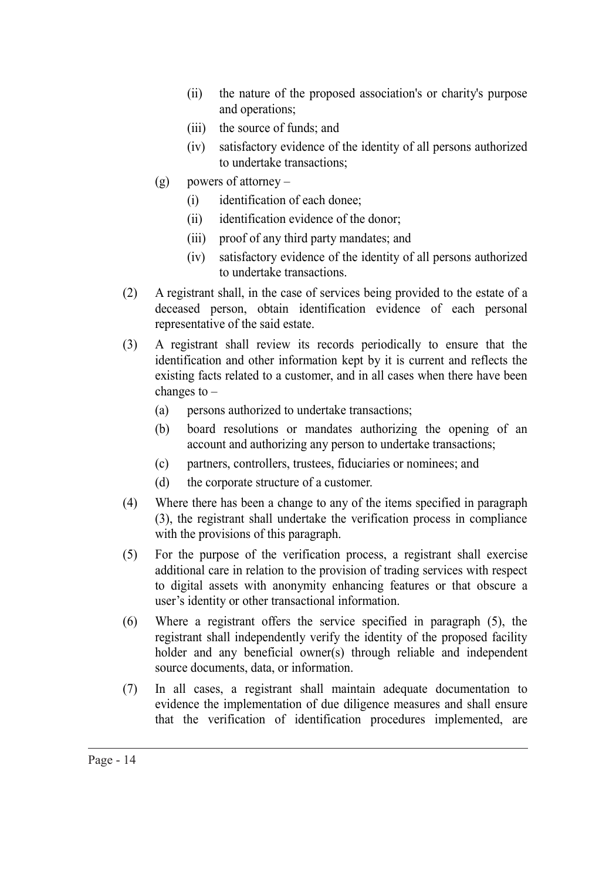- (ii) the nature of the proposed association's or charity's purpose and operations;
- (iii) the source of funds; and
- (iv) satisfactory evidence of the identity of all persons authorized to undertake transactions;

(g) powers of attorney –

- (i) identification of each donee;
- (ii) identification evidence of the donor;
- (iii) proof of any third party mandates; and
- (iv) satisfactory evidence of the identity of all persons authorized to undertake transactions.

(2) A registrant shall, in the case of services being provided to the estate of a deceased person, obtain identification evidence of each personal representative of the said estate.

(3) A registrant shall review its records periodically to ensure that the identification and other information kept by it is current and reflects the existing facts related to a customer, and in all cases when there have been changes to –

- (a) persons authorized to undertake transactions;
- (b) board resolutions or mandates authorizing the opening of an account and authorizing any person to undertake transactions;
- (c) partners, controllers, trustees, fiduciaries or nominees; and
- (d) the corporate structure of a customer.

(4) Where there has been a change to any of the items specified in paragraph (3), the registrant shall undertake the verification process in compliance with the provisions of this paragraph.

(5) For the purpose of the verification process, a registrant shall exercise additional care in relation to the provision of trading services with respect to digital assets with anonymity enhancing features or that obscure a user's identity or other transactional information.

(6) Where a registrant offers the service specified in paragraph (5), the registrant shall independently verify the identity of the proposed facility holder and any beneficial owner(s) through reliable and independent source documents, data, or information.

(7) In all cases, a registrant shall maintain adequate documentation to evidence the implementation of due diligence measures and shall ensure that the verification of identification procedures implemented, are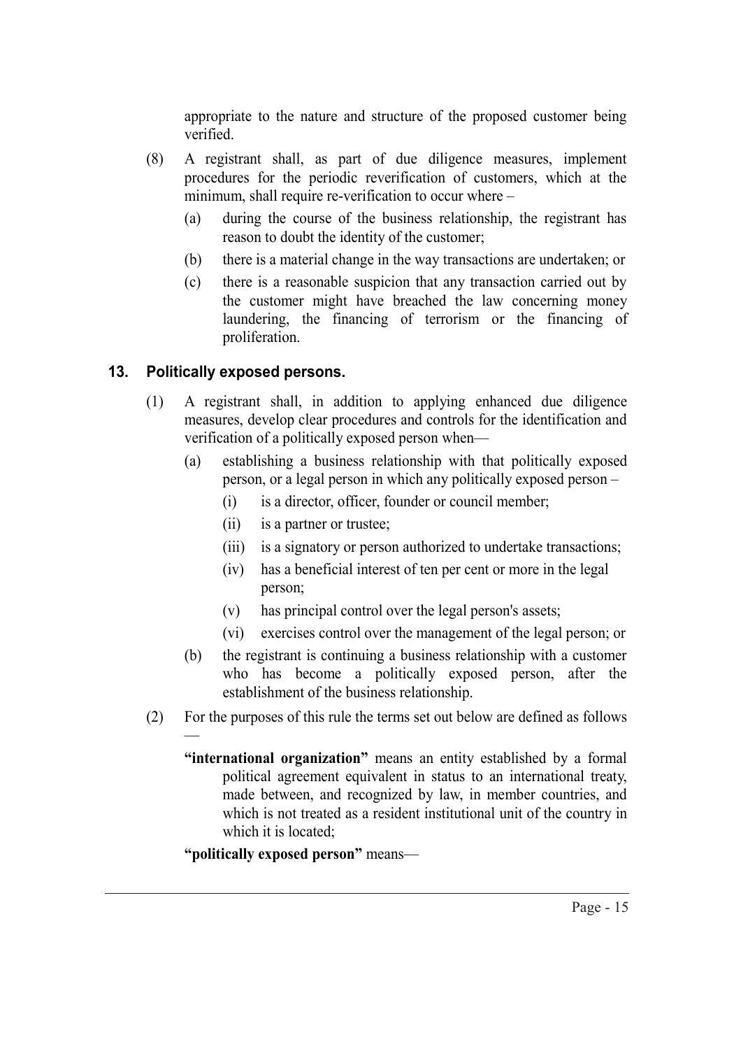appropriate to the nature and structure of the proposed customer being verified.

(8) A registrant shall, as part of due diligence measures, implement procedures for the periodic reverification of customers, which at the minimum, shall require re-verification to occur where –

  (a) during the course of the business relationship, the registrant has reason to doubt the identity of the customer;

  (b) there is a material change in the way transactions are undertaken; or

  (c) there is a reasonable suspicion that any transaction carried out by the customer might have breached the law concerning money laundering, the financing of terrorism or the financing of proliferation.

## 13. Politically exposed persons.

(1) A registrant shall, in addition to applying enhanced due diligence measures, develop clear procedures and controls for the identification and verification of a politically exposed person when—

  (a) establishing a business relationship with that politically exposed person, or a legal person in which any politically exposed person –

    (i) is a director, officer, founder or council member;

    (ii) is a partner or trustee;

    (iii) is a signatory or person authorized to undertake transactions;

    (iv) has a beneficial interest of ten per cent or more in the legal person;

    (v) has principal control over the legal person's assets;

    (vi) exercises control over the management of the legal person; or

  (b) the registrant is continuing a business relationship with a customer who has become a politically exposed person, after the establishment of the business relationship.

(2) For the purposes of this rule the terms set out below are defined as follows —

**"international organization"** means an entity established by a formal political agreement equivalent in status to an international treaty, made between, and recognized by law, in member countries, and which is not treated as a resident institutional unit of the country in which it is located;

**"politically exposed person"** means—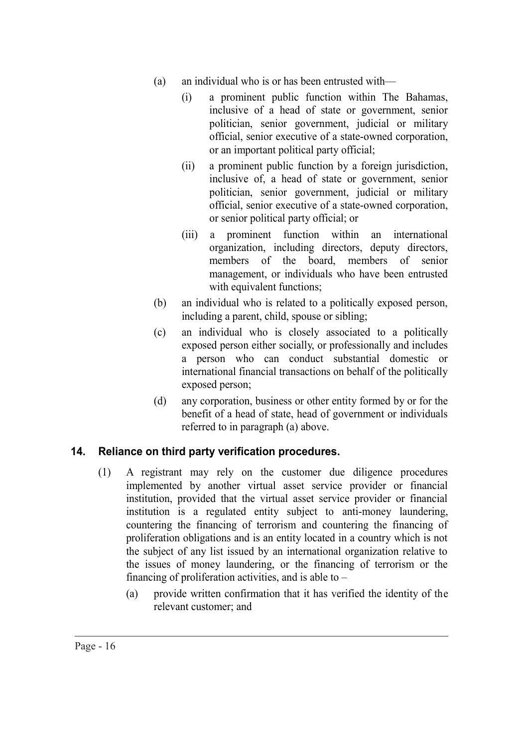(a) an individual who is or has been entrusted with—

   (i) a prominent public function within The Bahamas, inclusive of a head of state or government, senior politician, senior government, judicial or military official, senior executive of a state-owned corporation, or an important political party official;

   (ii) a prominent public function by a foreign jurisdiction, inclusive of, a head of state or government, senior politician, senior government, judicial or military official, senior executive of a state-owned corporation, or senior political party official; or

   (iii) a prominent function within an international organization, including directors, deputy directors, members of the board, members of senior management, or individuals who have been entrusted with equivalent functions;

(b) an individual who is related to a politically exposed person, including a parent, child, spouse or sibling;

(c) an individual who is closely associated to a politically exposed person either socially, or professionally and includes a person who can conduct substantial domestic or international financial transactions on behalf of the politically exposed person;

(d) any corporation, business or other entity formed by or for the benefit of a head of state, head of government or individuals referred to in paragraph (a) above.

## 14. Reliance on third party verification procedures.

(1) A registrant may rely on the customer due diligence procedures implemented by another virtual asset service provider or financial institution, provided that the virtual asset service provider or financial institution is a regulated entity subject to anti-money laundering, countering the financing of terrorism and countering the financing of proliferation obligations and is an entity located in a country which is not the subject of any list issued by an international organization relative to the issues of money laundering, or the financing of terrorism or the financing of proliferation activities, and is able to –

   (a) provide written confirmation that it has verified the identity of the relevant customer; and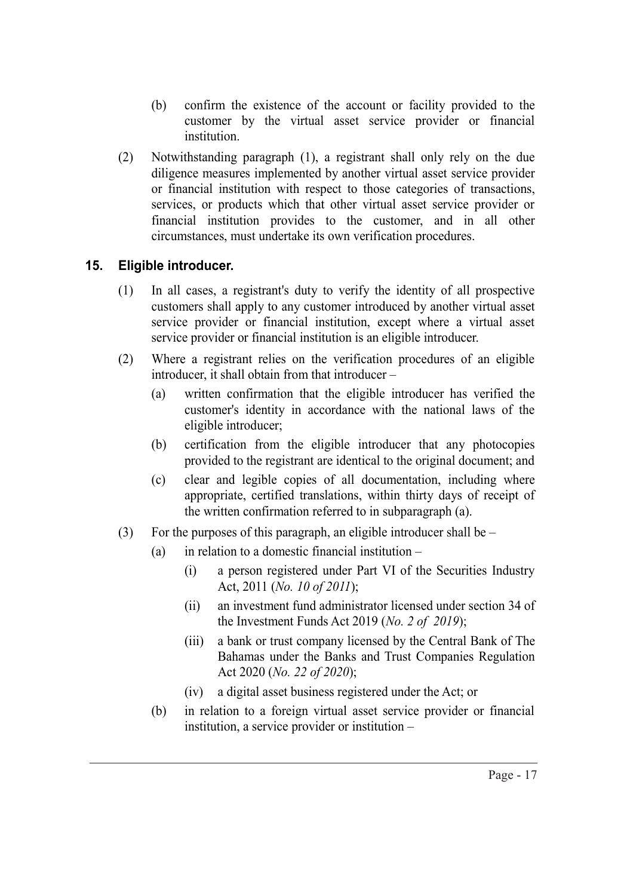(b) confirm the existence of the account or facility provided to the customer by the virtual asset service provider or financial institution.

(2) Notwithstanding paragraph (1), a registrant shall only rely on the due diligence measures implemented by another virtual asset service provider or financial institution with respect to those categories of transactions, services, or products which that other virtual asset service provider or financial institution provides to the customer, and in all other circumstances, must undertake its own verification procedures.

## 15. Eligible introducer.

(1) In all cases, a registrant's duty to verify the identity of all prospective customers shall apply to any customer introduced by another virtual asset service provider or financial institution, except where a virtual asset service provider or financial institution is an eligible introducer.

(2) Where a registrant relies on the verification procedures of an eligible introducer, it shall obtain from that introducer –

(a) written confirmation that the eligible introducer has verified the customer's identity in accordance with the national laws of the eligible introducer;

(b) certification from the eligible introducer that any photocopies provided to the registrant are identical to the original document; and

(c) clear and legible copies of all documentation, including where appropriate, certified translations, within thirty days of receipt of the written confirmation referred to in subparagraph (a).

(3) For the purposes of this paragraph, an eligible introducer shall be –

(a) in relation to a domestic financial institution –

(i) a person registered under Part VI of the Securities Industry Act, 2011 (*No. 10 of 2011*);

(ii) an investment fund administrator licensed under section 34 of the Investment Funds Act 2019 (*No. 2 of 2019*);

(iii) a bank or trust company licensed by the Central Bank of The Bahamas under the Banks and Trust Companies Regulation Act 2020 (*No. 22 of 2020*);

(iv) a digital asset business registered under the Act; or

(b) in relation to a foreign virtual asset service provider or financial institution, a service provider or institution –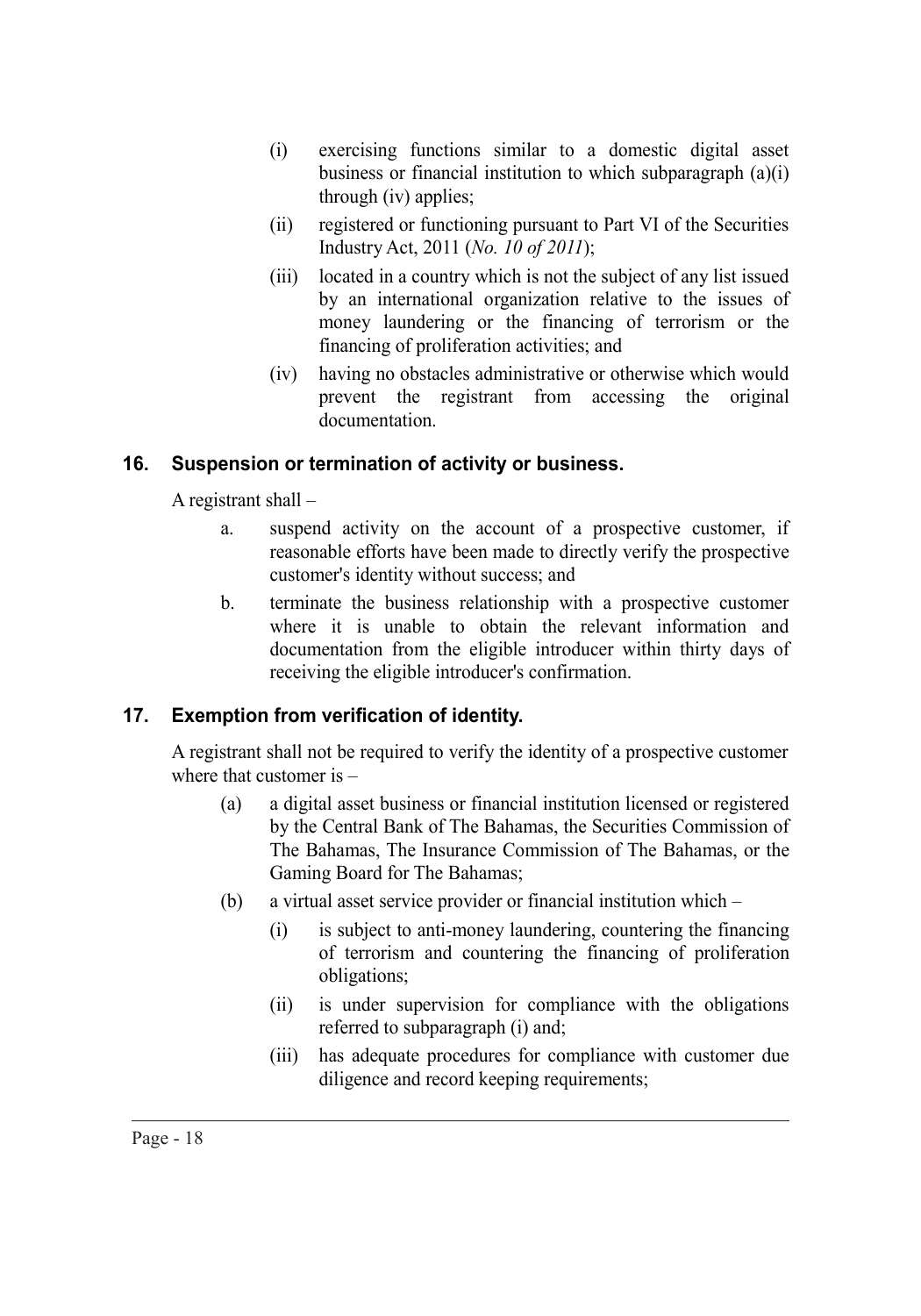- (i) exercising functions similar to a domestic digital asset business or financial institution to which subparagraph (a)(i) through (iv) applies;
- (ii) registered or functioning pursuant to Part VI of the Securities Industry Act, 2011 (*No. 10 of 2011*);
- (iii) located in a country which is not the subject of any list issued by an international organization relative to the issues of money laundering or the financing of terrorism or the financing of proliferation activities; and
- (iv) having no obstacles administrative or otherwise which would prevent the registrant from accessing the original documentation.

### 16. Suspension or termination of activity or business.

A registrant shall –

- a. suspend activity on the account of a prospective customer, if reasonable efforts have been made to directly verify the prospective customer's identity without success; and
- b. terminate the business relationship with a prospective customer where it is unable to obtain the relevant information and documentation from the eligible introducer within thirty days of receiving the eligible introducer's confirmation.

### 17. Exemption from verification of identity.

A registrant shall not be required to verify the identity of a prospective customer where that customer is –

- (a) a digital asset business or financial institution licensed or registered by the Central Bank of The Bahamas, the Securities Commission of The Bahamas, The Insurance Commission of The Bahamas, or the Gaming Board for The Bahamas;
- (b) a virtual asset service provider or financial institution which –
  - (i) is subject to anti-money laundering, countering the financing of terrorism and countering the financing of proliferation obligations;
  - (ii) is under supervision for compliance with the obligations referred to subparagraph (i) and;
  - (iii) has adequate procedures for compliance with customer due diligence and record keeping requirements;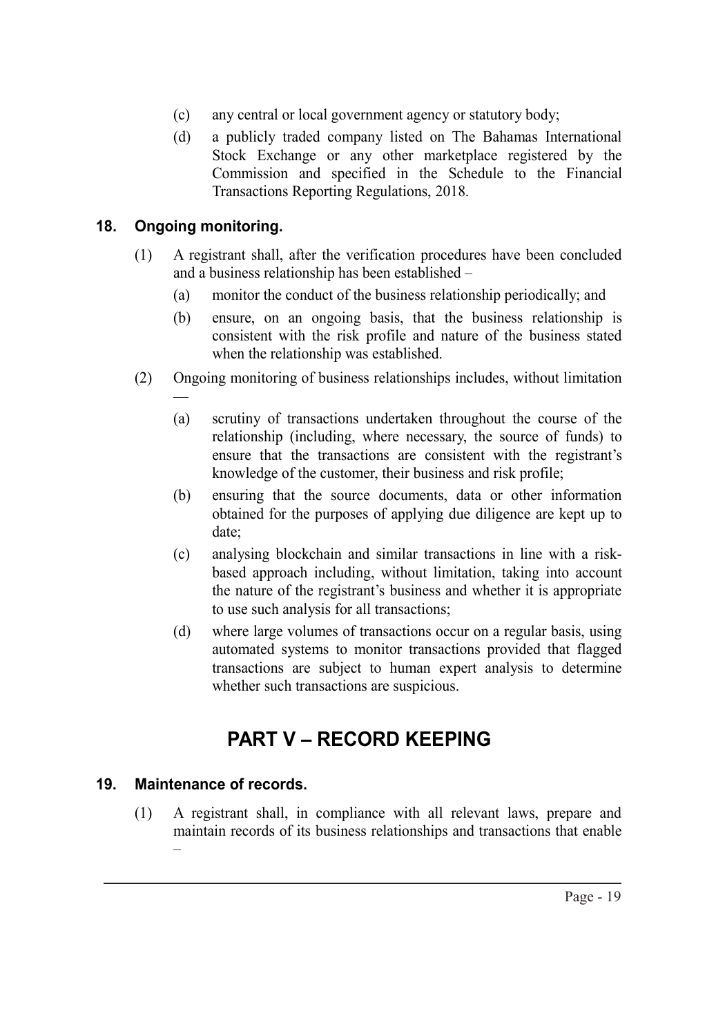(c) any central or local government agency or statutory body;

(d) a publicly traded company listed on The Bahamas International Stock Exchange or any other marketplace registered by the Commission and specified in the Schedule to the Financial Transactions Reporting Regulations, 2018.

## 18. Ongoing monitoring.

(1) A registrant shall, after the verification procedures have been concluded and a business relationship has been established –

(a) monitor the conduct of the business relationship periodically; and

(b) ensure, on an ongoing basis, that the business relationship is consistent with the risk profile and nature of the business stated when the relationship was established.

(2) Ongoing monitoring of business relationships includes, without limitation —

(a) scrutiny of transactions undertaken throughout the course of the relationship (including, where necessary, the source of funds) to ensure that the transactions are consistent with the registrant's knowledge of the customer, their business and risk profile;

(b) ensuring that the source documents, data or other information obtained for the purposes of applying due diligence are kept up to date;

(c) analysing blockchain and similar transactions in line with a risk-based approach including, without limitation, taking into account the nature of the registrant's business and whether it is appropriate to use such analysis for all transactions;

(d) where large volumes of transactions occur on a regular basis, using automated systems to monitor transactions provided that flagged transactions are subject to human expert analysis to determine whether such transactions are suspicious.

# PART V – RECORD KEEPING

## 19. Maintenance of records.

(1) A registrant shall, in compliance with all relevant laws, prepare and maintain records of its business relationships and transactions that enable –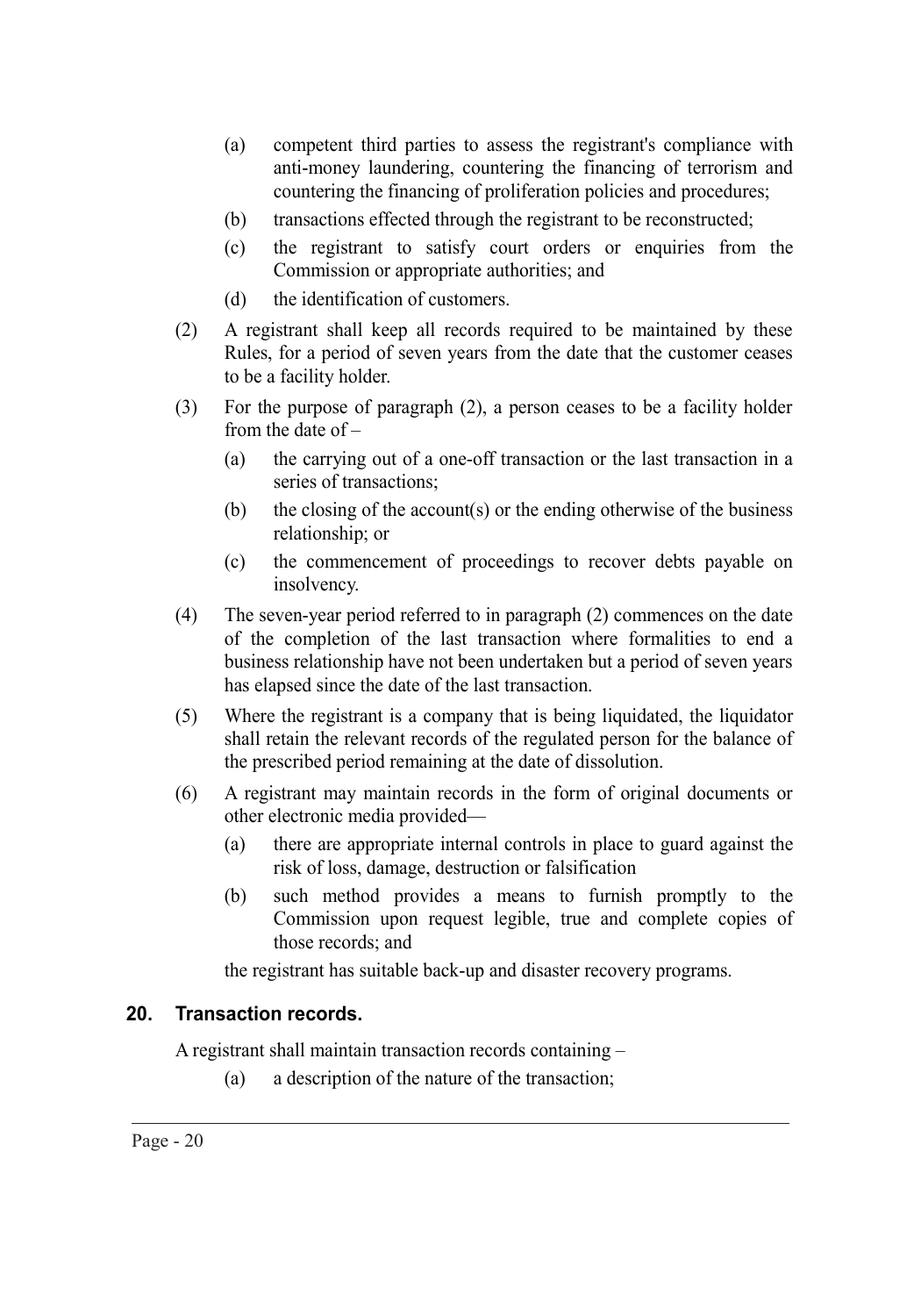(a) competent third parties to assess the registrant's compliance with anti-money laundering, countering the financing of terrorism and countering the financing of proliferation policies and procedures;

(b) transactions effected through the registrant to be reconstructed;

(c) the registrant to satisfy court orders or enquiries from the Commission or appropriate authorities; and

(d) the identification of customers.

(2) A registrant shall keep all records required to be maintained by these Rules, for a period of seven years from the date that the customer ceases to be a facility holder.

(3) For the purpose of paragraph (2), a person ceases to be a facility holder from the date of –

(a) the carrying out of a one-off transaction or the last transaction in a series of transactions;

(b) the closing of the account(s) or the ending otherwise of the business relationship; or

(c) the commencement of proceedings to recover debts payable on insolvency.

(4) The seven-year period referred to in paragraph (2) commences on the date of the completion of the last transaction where formalities to end a business relationship have not been undertaken but a period of seven years has elapsed since the date of the last transaction.

(5) Where the registrant is a company that is being liquidated, the liquidator shall retain the relevant records of the regulated person for the balance of the prescribed period remaining at the date of dissolution.

(6) A registrant may maintain records in the form of original documents or other electronic media provided—

(a) there are appropriate internal controls in place to guard against the risk of loss, damage, destruction or falsification

(b) such method provides a means to furnish promptly to the Commission upon request legible, true and complete copies of those records; and

the registrant has suitable back-up and disaster recovery programs.

## 20. Transaction records.

A registrant shall maintain transaction records containing –

(a) a description of the nature of the transaction;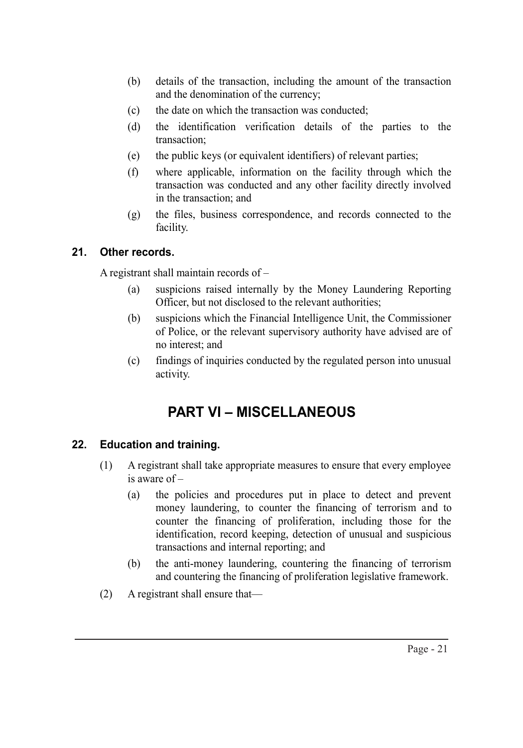(b) details of the transaction, including the amount of the transaction and the denomination of the currency;

(c) the date on which the transaction was conducted;

(d) the identification verification details of the parties to the transaction;

(e) the public keys (or equivalent identifiers) of relevant parties;

(f) where applicable, information on the facility through which the transaction was conducted and any other facility directly involved in the transaction; and

(g) the files, business correspondence, and records connected to the facility.

### 21. Other records.

A registrant shall maintain records of –

(a) suspicions raised internally by the Money Laundering Reporting Officer, but not disclosed to the relevant authorities;

(b) suspicions which the Financial Intelligence Unit, the Commissioner of Police, or the relevant supervisory authority have advised are of no interest; and

(c) findings of inquiries conducted by the regulated person into unusual activity.

## PART VI – MISCELLANEOUS

### 22. Education and training.

(1) A registrant shall take appropriate measures to ensure that every employee is aware of –

(a) the policies and procedures put in place to detect and prevent money laundering, to counter the financing of terrorism and to counter the financing of proliferation, including those for the identification, record keeping, detection of unusual and suspicious transactions and internal reporting; and

(b) the anti-money laundering, countering the financing of terrorism and countering the financing of proliferation legislative framework.

(2) A registrant shall ensure that—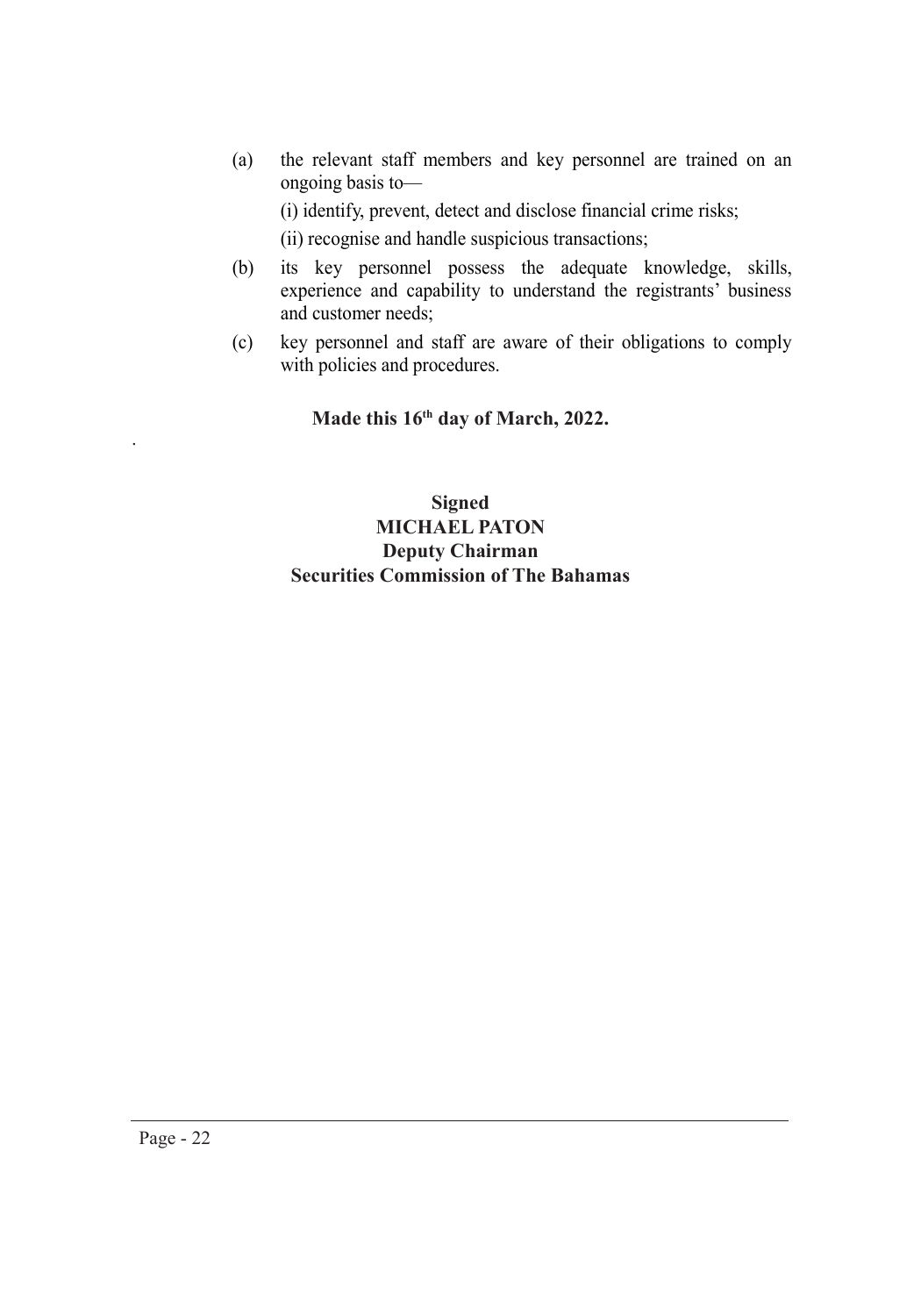(a) the relevant staff members and key personnel are trained on an ongoing basis to—

   (i) identify, prevent, detect and disclose financial crime risks;

   (ii) recognise and handle suspicious transactions;

(b) its key personnel possess the adequate knowledge, skills, experience and capability to understand the registrants' business and customer needs;

(c) key personnel and staff are aware of their obligations to comply with policies and procedures.

**Made this 16th day of March, 2022.**

**Signed**
**MICHAEL PATON**
**Deputy Chairman**
**Securities Commission of The Bahamas**